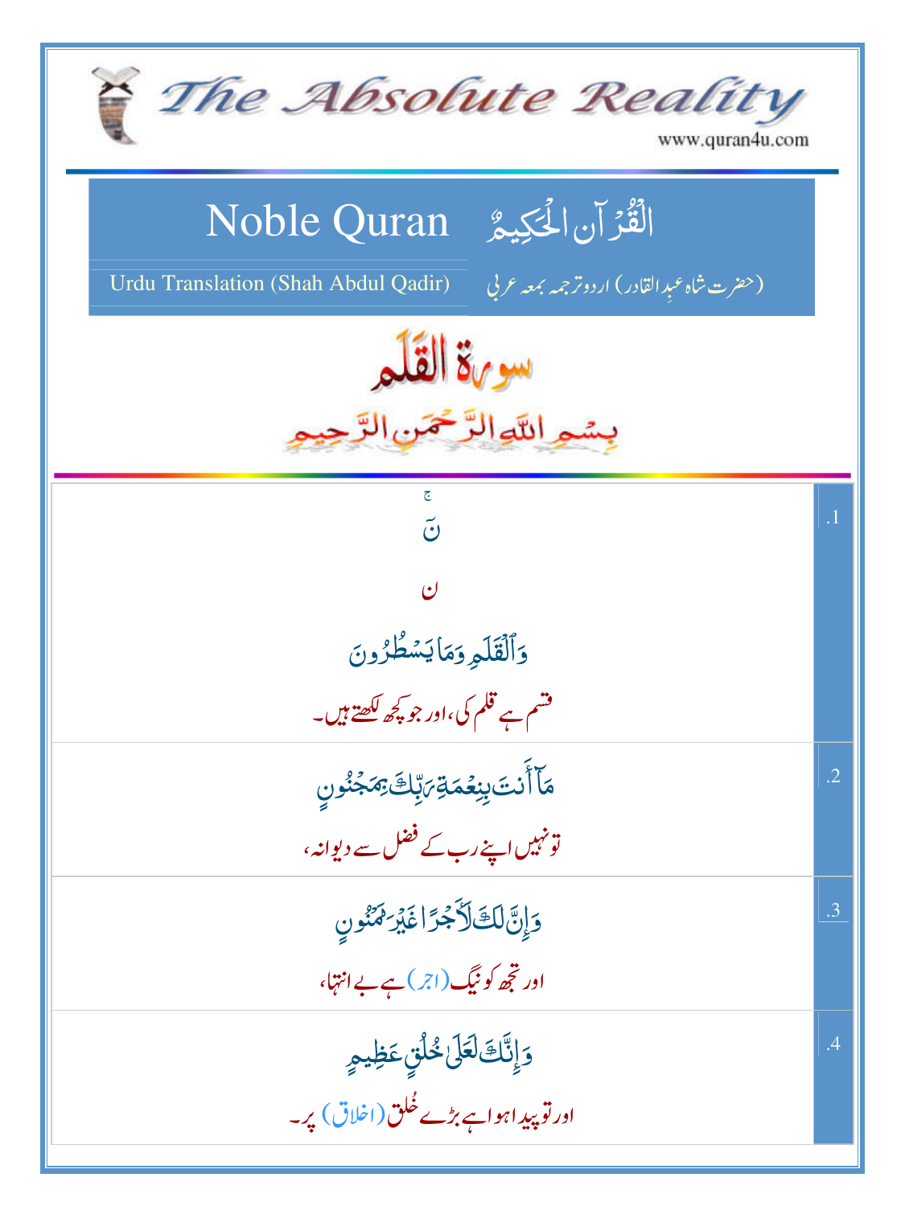# The Absolute Reality

www.quran4u.com

## Noble Quran — الْقُرْآن الْحَكِيمُ

Urdu Translation (Shah Abdul Qadir) — (حضرت شاہ عبدِالقادر) اردو ترجمہ بمعہ عربی

# سورة القلم

بِسْمِ اللَّهِ الرَّحْمَنِ الرَّحِيمِ

| | |
|---|---|
| .1 | نٓ ج<br><br>ن<br><br>وَٱلْقَلَمِ وَمَا يَسْطُرُونَ<br><br>قسم ہے قلم کی، اور جو کچھ لکھتے ہیں۔ |
| .2 | مَآ أَنتَ بِنِعْمَةِ رَبِّكَ بِمَجْنُونٍ<br><br>تو نہیں اپنے رب کے فضل سے دیوانہ، |
| .3 | وَإِنَّ لَكَ لَأَجْرًا غَيْرَ مَمْنُونٍ<br><br>اور تجھ کو نیگ (اجر) ہے بے انتہا، |
| .4 | وَإِنَّكَ لَعَلَىٰ خُلُقٍ عَظِيمٍ<br><br>اور تو پیدا ہوا ہے بڑے خُلق (اخلاق) پر۔ |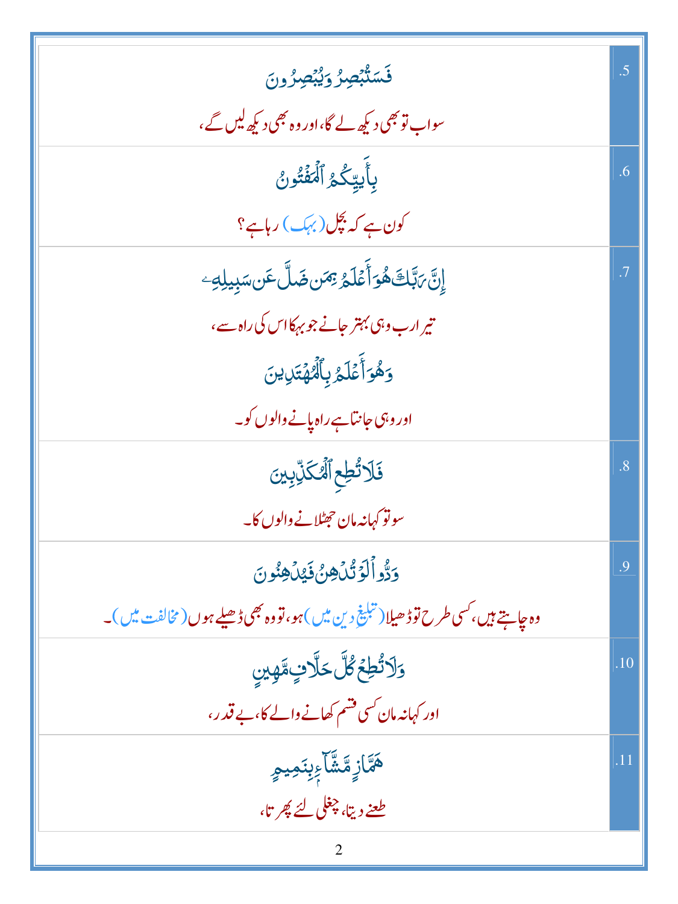| | |
|---|---|
| فَسَتُبۡصِرُ وَيُبۡصِرُونَ<br>سو اب تو بھی دیکھ لے گا، اور وہ بھی دیکھ لیں گے، | .5 |
| بِأَييِّكُمُ ٱلۡمَفۡتُونُ<br>کون ہے کہ بچل (بہک) رہا ہے؟ | .6 |
| إِنَّ رَبَّكَ هُوَ أَعۡلَمُ بِمَن ضَلَّ عَن سَبِيلِهِۦ<br>تیرا رب وہی بہتر جانے جو بہکا اس کی راہ سے،<br>وَهُوَ أَعۡلَمُ بِٱلۡمُهۡتَدِينَ<br>اور وہی جانتا ہے راہ پانے والوں کو۔ | .7 |
| فَلَا تُطِعِ ٱلۡمُكَذِّبِينَ<br>سو تو کہا نہ مان جھٹلانے والوں کا۔ | .8 |
| وَدُّواْ لَوۡ تُدۡهِنُ فَيُدۡهِنُونَ<br>وہ چاہتے ہیں، کسی طرح تو ڈھیلا (تبلیغِ دین میں) ہو، تو وہ بھی ڈھیلے ہوں (مخالفت میں)۔ | .9 |
| وَلَا تُطِعۡ كُلَّ حَلَّافٍ مَّهِينٍ<br>اور کہا نہ مان کسی قسم کھانے والے کا، بے قدر، | .10 |
| هَمَّازٍ مَّشَّآءِۭ بِنَمِيمٍ<br>طعنے دیتا، چغلی لئے پھرتا، | .11 |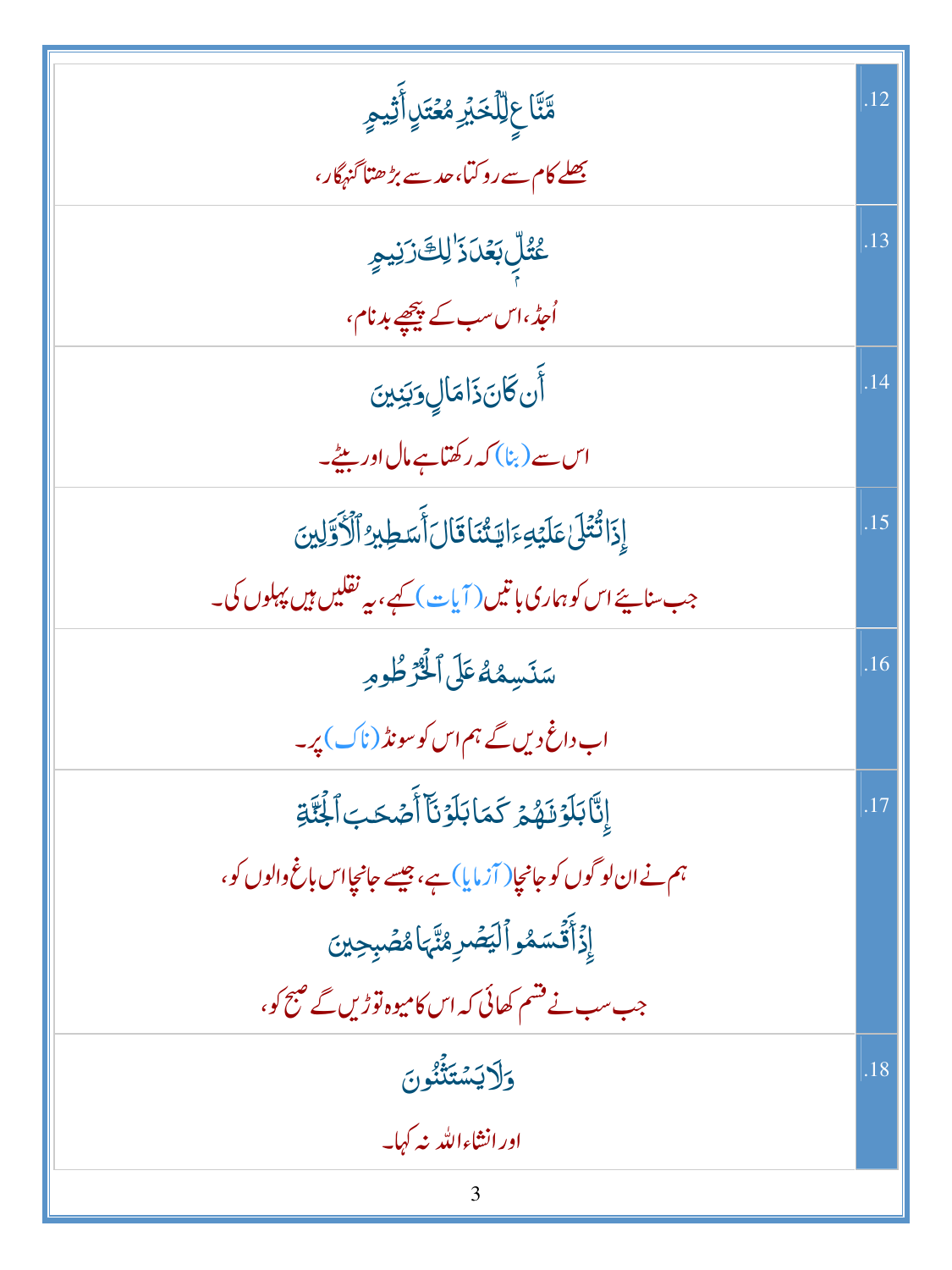| | |
|---|---|
| مَّنَّاعٍ لِّلْخَيْرِ مُعْتَدٍ أَثِيمٍ<br>بھلے کام سے روکتا، حد سے بڑھتا گنہگار، | .12 |
| عُتُلٍّ بَعْدَ ذَٰلِكَ زَنِيمٍ<br>اُجڈ، اس سب کے پیچھے بدنام، | .13 |
| أَن كَانَ ذَا مَالٍ وَبَنِينَ<br>اس سے (بنا) کہ رکھتا ہے مال اور بیٹے۔ | .14 |
| إِذَا تُتْلَىٰ عَلَيْهِ آيَاتُنَا قَالَ أَسَاطِيرُ الْأَوَّلِينَ<br>جب سنایئے اس کو ہماری باتیں (آیات) کہے، یہ نقلیں ہیں پہلوں کی۔ | .15 |
| سَنَسِمُهُ عَلَى الْخُرْطُومِ<br>اب داغ دیں گے ہم اس کو سونڈ (ناک) پر۔ | .16 |
| إِنَّا بَلَوْنَاهُمْ كَمَا بَلَوْنَا أَصْحَابَ الْجَنَّةِ<br>ہم نے ان لوگوں کو جانچا (آزمایا) ہے، جیسے جانچا اس باغ والوں کو،<br>إِذْ أَقْسَمُوا لَيَصْرِمُنَّهَا مُصْبِحِينَ<br>جب سب نے قسم کھائی کہ اس کا میوہ توڑیں گے صبح کو، | .17 |
| وَلَا يَسْتَثْنُونَ<br>اور انشاءاللہ نہ کہا۔ | .18 |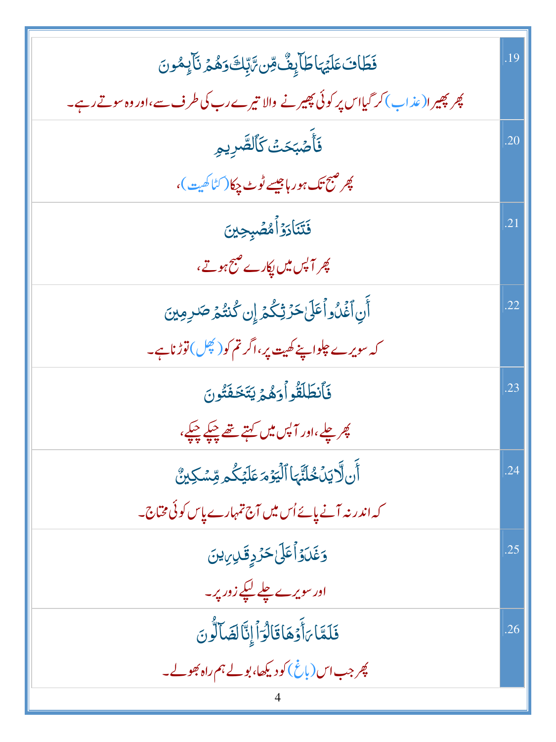| | |
|---|---|
| فَطَافَ عَلَيْهَا طَآئِفٌ مِّن رَّبِّكَ وَهُمْ نَآئِمُونَ<br>پھر پھیرا (عذاب) کر گیا اس پر کوئی پھیرنے والا تیرے رب کی طرف سے، اور وہ سوتے رہے۔ | .19 |
| فَأَصْبَحَتْ كَٱلصَّرِيمِ<br>پھر صبح تک ہو رہا جیسے ٹوٹ چکا (کٹا کھیت)، | .20 |
| فَتَنَادَوْا۟ مُصْبِحِينَ<br>پھر آپس میں پکارے صبح ہوتے، | .21 |
| أَنِ ٱغْدُوا۟ عَلَىٰ حَرْثِكُمْ إِن كُنتُمْ صَٰرِمِينَ<br>کہ سویرے چلو اپنے کھیت پر، اگر تم کو (پھل) توڑنا ہے۔ | .22 |
| فَٱنطَلَقُوا۟ وَهُمْ يَتَخَٰفَتُونَ<br>پھر چلے، اور آپس میں کہتے تھے چپکے چپکے، | .23 |
| أَن لَّا يَدْخُلَنَّهَا ٱلْيَوْمَ عَلَيْكُم مِّسْكِينٌ<br>کہ اندر نہ آنے پائے اُس میں آج تمہارے پاس کوئی محتاج۔ | .24 |
| وَغَدَوْا۟ عَلَىٰ حَرْدٍ قَٰدِرِينَ<br>اور سویرے چلے لپکے زور پر۔ | .25 |
| فَلَمَّا رَأَوْهَا قَالُوٓا۟ إِنَّا لَضَآلُّونَ<br>پھر جب اس (باغ) کو دیکھا، بولے ہم راہ بھولے۔ | .26 |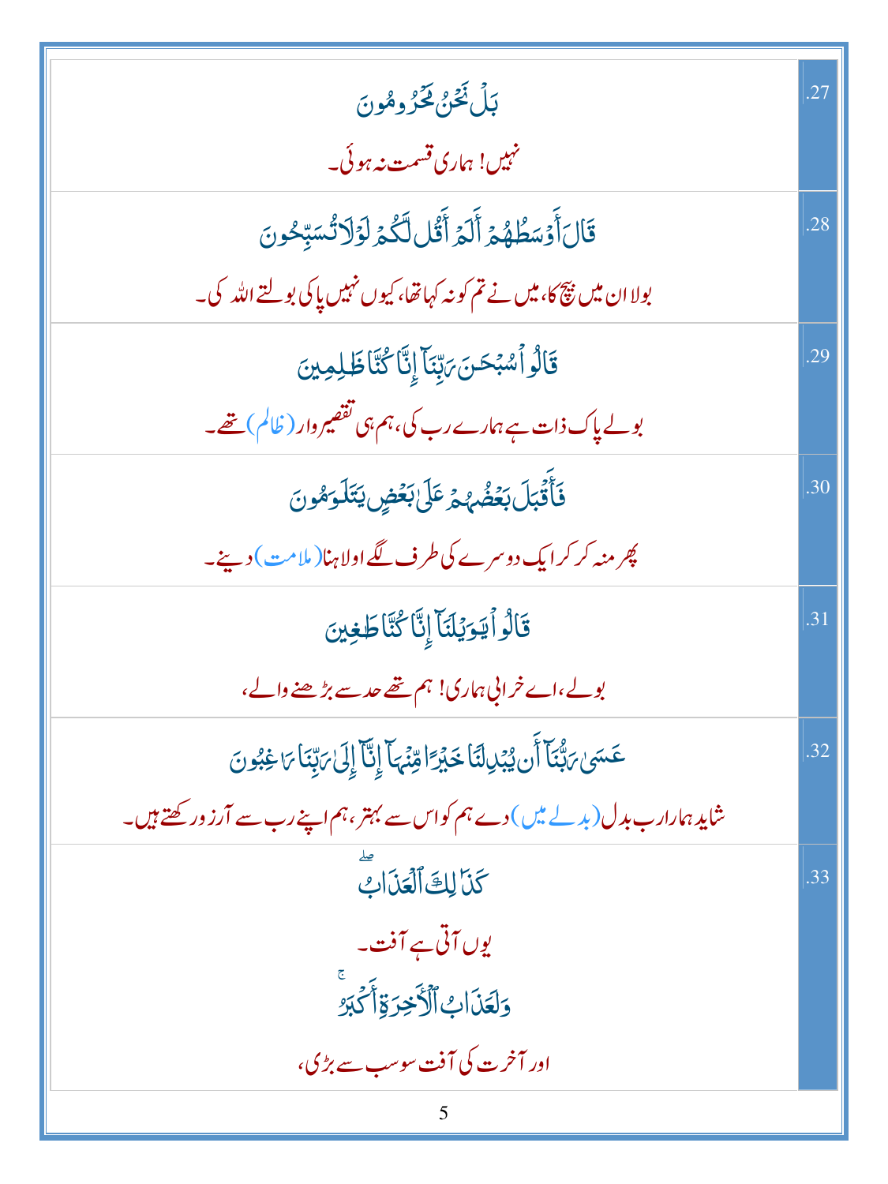| | |
|---|---|
| بَلْ نَحْنُ مَحْرُومُونَ<br><br>نہیں! ہماری قسمت نہ ہوئی۔ | .27 |
| قَالَ أَوْسَطُهُمْ أَلَمْ أَقُل لَّكُمْ لَوْلَا تُسَبِّحُونَ<br><br>بولا ان میں بیچ کا، میں نے تم کو نہ کہا تھا، کیوں نہیں پاکی بولتے اللہ کی۔ | .28 |
| قَالُوا سُبْحَانَ رَبِّنَا إِنَّا كُنَّا ظَالِمِينَ<br><br>بولے پاک ذات ہے ہمارے رب کی، ہم ہی تقصیروار (ظالم) تھے۔ | .29 |
| فَأَقْبَلَ بَعْضُهُمْ عَلَىٰ بَعْضٍ يَتَلَاوَمُونَ<br><br>پھر منہ کر کر ایک دوسرے کی طرف لگے اولاہنا (ملامت) دینے۔ | .30 |
| قَالُوا يَا وَيْلَنَا إِنَّا كُنَّا طَاغِينَ<br><br>بولے، اے خرابی ہماری! ہم تھے حد سے بڑھنے والے، | .31 |
| عَسَىٰ رَبُّنَا أَن يُبْدِلَنَا خَيْرًا مِّنْهَا إِنَّا إِلَىٰ رَبِّنَا رَاغِبُونَ<br><br>شاید ہمارا رب بدل (بدلے میں) دے ہم کو اس سے بہتر، ہم اپنے رب سے آرزو رکھتے ہیں۔ | .32 |
| كَذَٰلِكَ الْعَذَابُ ۖ<br><br>یوں آتی ہے آفت۔<br><br>وَلَعَذَابُ الْآخِرَةِ أَكْبَرُ ۚ<br><br>اور آخرت کی آفت سو سب سے بڑی، | .33 |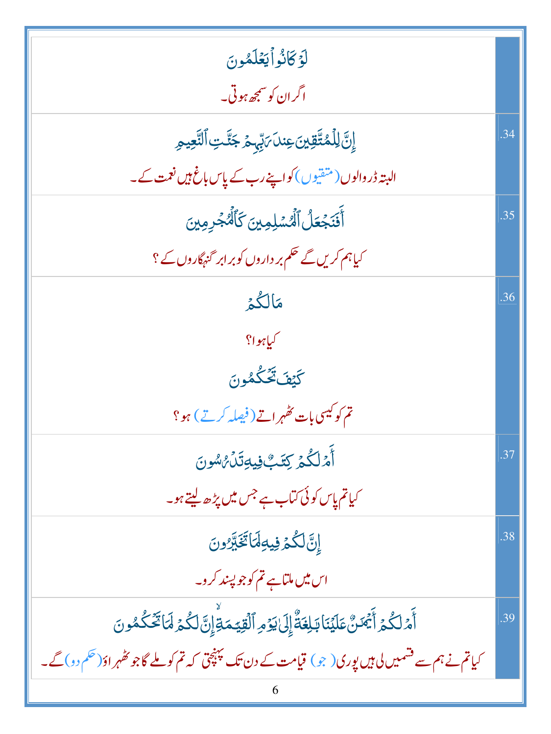| | |
|---|---|
| لَوۡ كَانُواْ يَعۡلَمُونَ<br>اگر ان کو سمجھ ہوتی۔ | |
| إِنَّ لِلۡمُتَّقِينَ عِندَ رَبِّهِمۡ جَنَّٰتِ ٱلنَّعِيمِ<br>البتہ ڈر والوں (متقیوں) کو اپنے رب کے پاس باغ ہیں نعمت کے۔ | .34 |
| أَفَنَجۡعَلُ ٱلۡمُسۡلِمِينَ كَٱلۡمُجۡرِمِينَ<br>کیا ہم کریں گے حکم برداروں کو برابر گنہگاروں کے ؟ | .35 |
| مَا لَكُمۡ<br>کیا ہوا؟<br>كَيۡفَ تَحۡكُمُونَ<br>تم کو کیسی بات ٹھہراتے (فیصلہ کرتے) ہو ؟ | .36 |
| أَمۡ لَكُمۡ كِتَٰبٌ فِيهِ تَدۡرُسُونَ<br>کیا تم پاس کوئی کتاب ہے جس میں پڑھ لیتے ہو۔ | .37 |
| إِنَّ لَكُمۡ فِيهِ لَمَا تَخَيَّرُونَ<br>اس میں ملتا ہے تم کو جو پسند کرو۔ | .38 |
| أَمۡ لَكُمۡ أَيۡمَٰنٌ عَلَيۡنَا بَٰلِغَةٌ إِلَىٰ يَوۡمِ ٱلۡقِيَٰمَةِ إِنَّ لَكُمۡ لَمَا تَحۡكُمُونَ<br>کیا تم نے ہم سے قسمیں لی ہیں پوری (جو) قیامت کے دن تک پہنچتی کہ تم کو ملے گا جو ٹھہراؤ (حکم دو) گے۔ | .39 |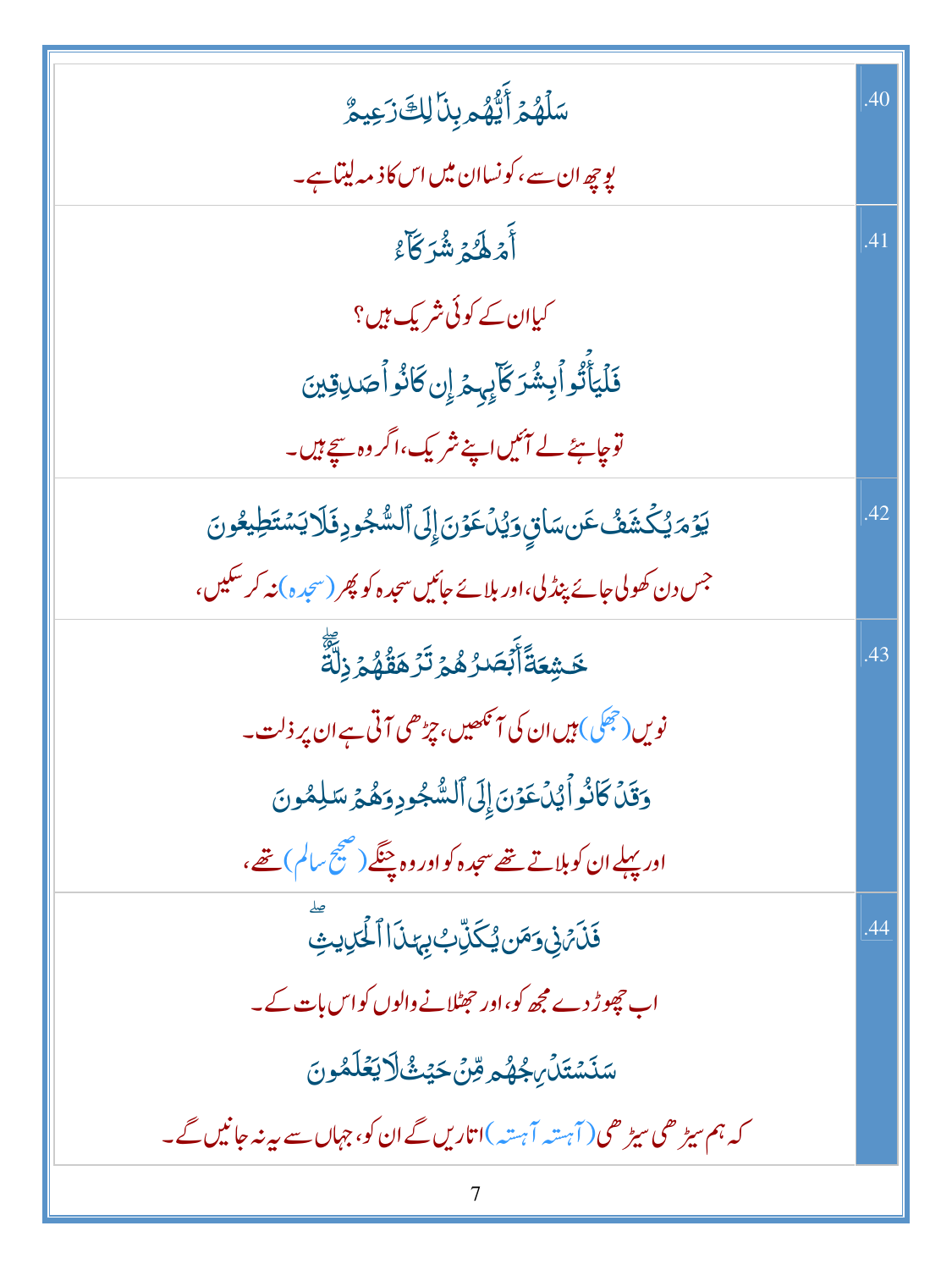| | |
|---|---|
| سَلۡهُمۡ أَيُّهُم بِذَٰلِكَ زَعِيمٌ<br>پوچھ ان سے، کونسا ان میں اس کا ذمہ لیتا ہے۔ | .40 |
| أَمۡ لَهُمۡ شُرَكَآءُ<br>کیا ان کے کوئی شریک ہیں؟<br>فَلۡيَأۡتُواْ بِشُرَكَآئِهِمۡ إِن كَانُواْ صَٰدِقِينَ<br>تو چاہئے لے آئیں اپنے شریک، اگر وہ سچے ہیں۔ | .41 |
| يَوۡمَ يُكۡشَفُ عَن سَاقٍ وَيُدۡعَوۡنَ إِلَى ٱلسُّجُودِ فَلَا يَسۡتَطِيعُونَ<br>جس دن کھولی جائے پنڈلی، اور بلائے جائیں سجدہ کو پھر (سجدہ) نہ کر سکیں، | .42 |
| خَٰشِعَةً أَبۡصَٰرُهُمۡ تَرۡهَقُهُمۡ ذِلَّةٌ<br>نویں (جھکی) ہیں ان کی آنکھیں، چڑھی آتی ہے ان پر ذلت۔<br>وَقَدۡ كَانُواْ يُدۡعَوۡنَ إِلَى ٱلسُّجُودِ وَهُمۡ سَٰلِمُونَ<br>اور پہلے ان کو بلاتے تھے سجدہ کو اور وہ چنگے (صحیح سالم) تھے، | .43 |
| فَذَرۡنِي وَمَن يُكَذِّبُ بِهَٰذَا ٱلۡحَدِيثِ<br>اب چھوڑ دے مجھ کو، اور جھٹلانے والوں کو اس بات کے۔<br>سَنَسۡتَدۡرِجُهُم مِّنۡ حَيۡثُ لَا يَعۡلَمُونَ<br>کہ ہم سیڑھی سیڑھی (آہستہ آہستہ) اتاریں گے ان کو، جہاں سے یہ نہ جانیں گے۔ | .44 |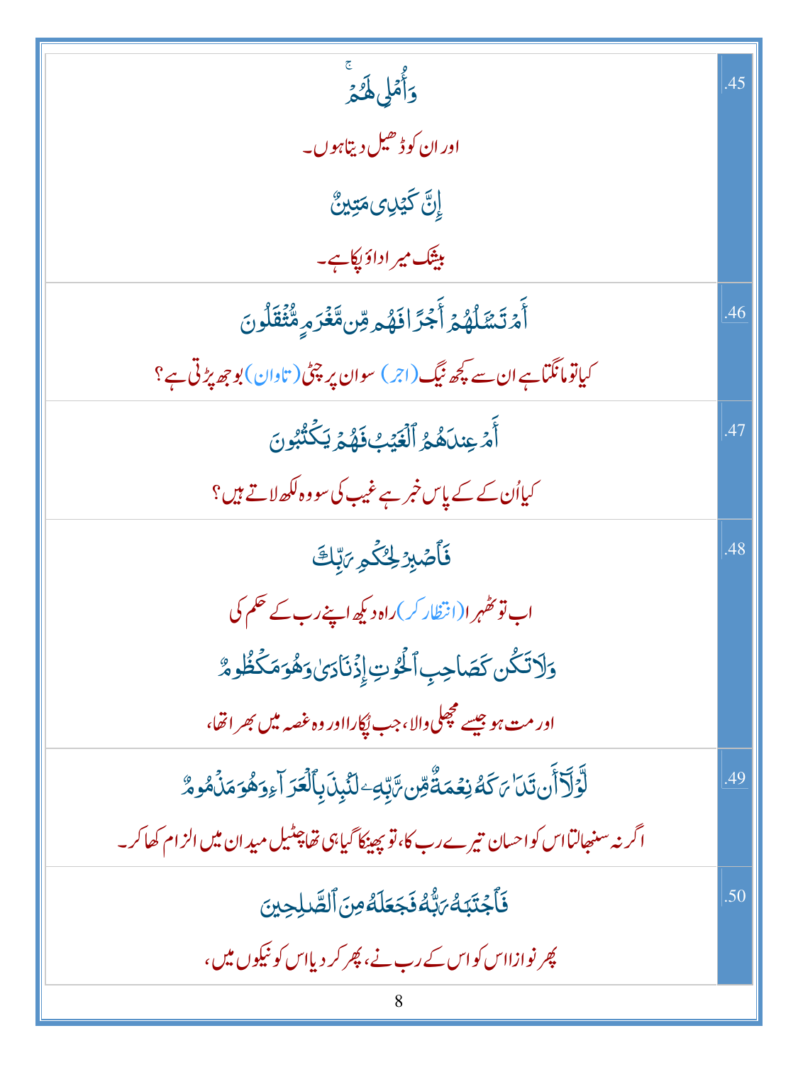| | |
|---|---|
| وَأُمْلِي لَهُمْ ۚ<br>اور ان کو ڈھیل دیتا ہوں۔<br>إِنَّ كَيْدِي مَتِينٌ<br>بیشک میرا داؤ پکا ہے۔ | .45 |
| أَمْ تَسْأَلُهُمْ أَجْرًا فَهُم مِّن مَّغْرَمٍ مُّثْقَلُونَ<br>کیا تو مانگتا ہے ان سے کچھ نیگ (اجر) سو ان پر چٹی (تاوان) بوجھ پڑتی ہے؟ | .46 |
| أَمْ عِندَهُمُ الْغَيْبُ فَهُمْ يَكْتُبُونَ<br>کیا اُن کے کے پاس خبر ہے غیب کی سو وہ لکھ لاتے ہیں؟ | .47 |
| فَاصْبِرْ لِحُكْمِ رَبِّكَ<br>اب تو ٹھہرا (انتظار کر) راہ دیکھ اپنے رب کے حکم کی<br>وَلَا تَكُن كَصَاحِبِ الْحُوتِ إِذْ نَادَىٰ وَهُوَ مَكْظُومٌ<br>اور مت ہو جیسے مچھلی والا، جب پکارا اور وہ غصہ میں بھرا تھا، | .48 |
| لَّوْلَا أَن تَدَارَكَهُ نِعْمَةٌ مِّن رَّبِّهِ لَنُبِذَ بِالْعَرَاءِ وَهُوَ مَذْمُومٌ<br>اگر نہ سنبھالتا اس کو احسان تیرے رب کا، تو پھینکا گیا ہی تھا چٹیل میدان میں الزام کھا کر۔ | .49 |
| فَاجْتَبَاهُ رَبُّهُ فَجَعَلَهُ مِنَ الصَّالِحِينَ<br>پھر نوازا اس کو اس کے رب نے، پھر کر دیا اس کو نیکوں میں، | .50 |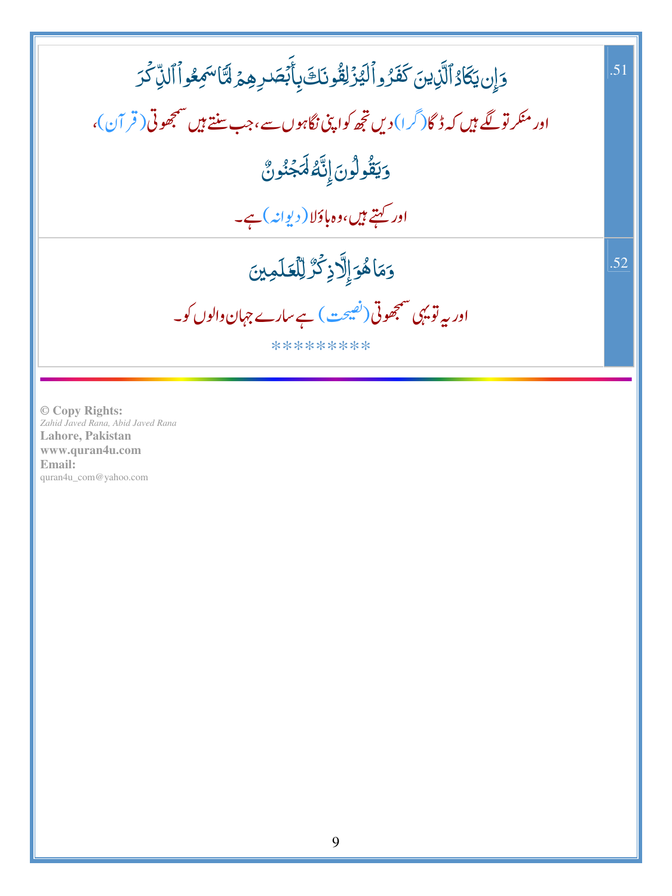| | | |
|---|---|---|
| .51 | وَإِن يَكَادُ ٱلَّذِينَ كَفَرُوا۟ لَيُزْلِقُونَكَ بِأَبْصَـٰرِهِمْ لَمَّا سَمِعُوا۟ ٱلذِّكْرَ<br>اور منکر تو لگے ہیں کہ ڈگا (گرا) دیں تجھ کو اپنی نگاہوں سے، جب سنتے ہیں سمجھوتی (قرآن)،<br>وَيَقُولُونَ إِنَّهُۥ لَمَجْنُونٌ<br>اور کہتے ہیں، وہ باؤلا (دیوانہ) ہے۔ | |
| .52 | وَمَا هُوَ إِلَّا ذِكْرٌ لِّلْعَـٰلَمِينَ<br>اور یہ تو یہی سمجھوتی (نصیحت) ہے سارے جہان والوں کو۔<br>********* | |

**© Copy Rights:**
*Zahid Javed Rana, Abid Javed Rana*
**Lahore, Pakistan**
**www.quran4u.com**
**Email:**
quran4u_com@yahoo.com